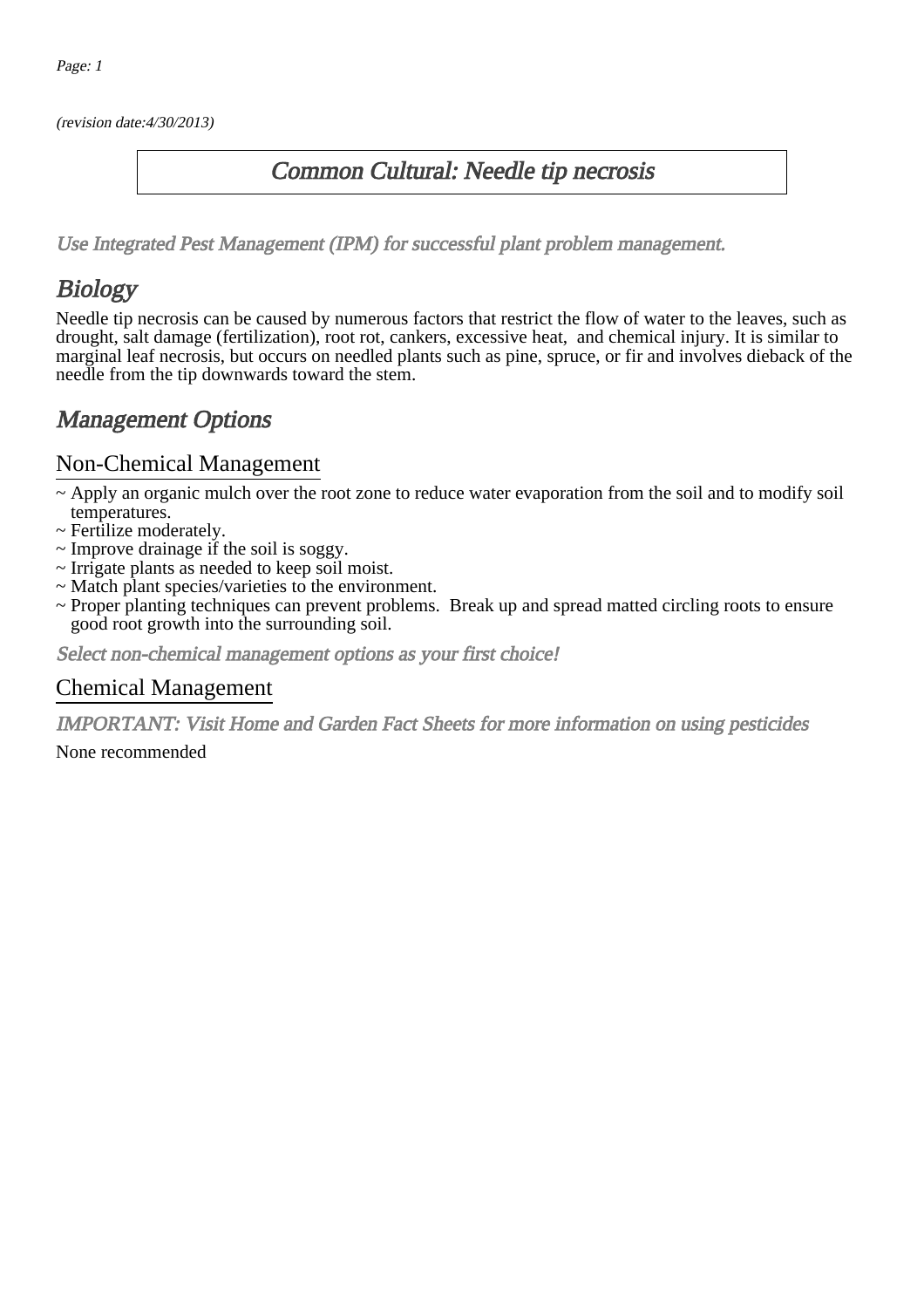*(revision date:4/30/2013)*

# Common Cultural: Needle tip necrosis

*Use Integrated Pest Management (IPM) for successful plant problem management.*

## Biology

Needle tip necrosis can be caused by numerous factors that restrict the flow of water to the leaves, such as drought, salt damage (fertilization), root rot, cankers, excessive heat, and chemical injury. It is similar to marginal leaf necrosis, but occurs on needled plants such as pine, spruce, or fir and involves dieback of the needle from the tip downwards toward the stem.

## Management Options

### Non-Chemical Management

~ Apply an organic mulch over the root zone to reduce water evaporation from the soil and to modify soil temperatures.
~ Fertilize moderately.
~ Improve drainage if the soil is soggy.
~ Irrigate plants as needed to keep soil moist.
~ Match plant species/varieties to the environment.
~ Proper planting techniques can prevent problems. Break up and spread matted circling roots to ensure good root growth into the surrounding soil.

*Select non-chemical management options as your first choice!*

### Chemical Management

*IMPORTANT: Visit Home and Garden Fact Sheets for more information on using pesticides*

None recommended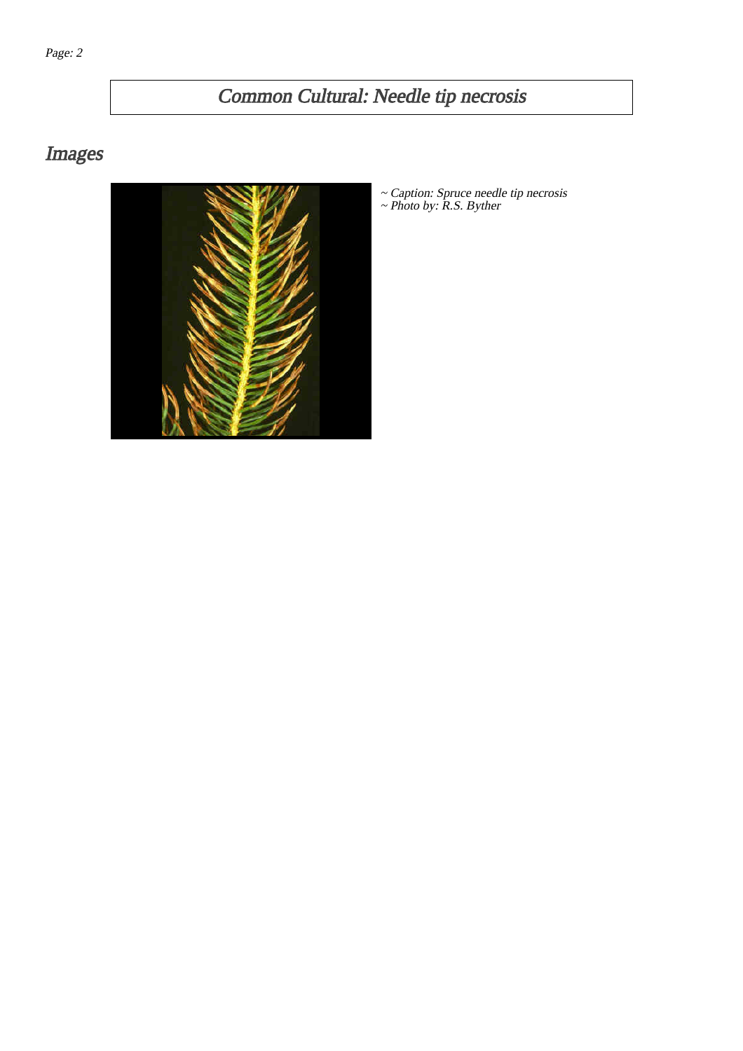# Common Cultural: Needle tip necrosis

## Images

~ Caption: Spruce needle tip necrosis
~ Photo by: R.S. Byther